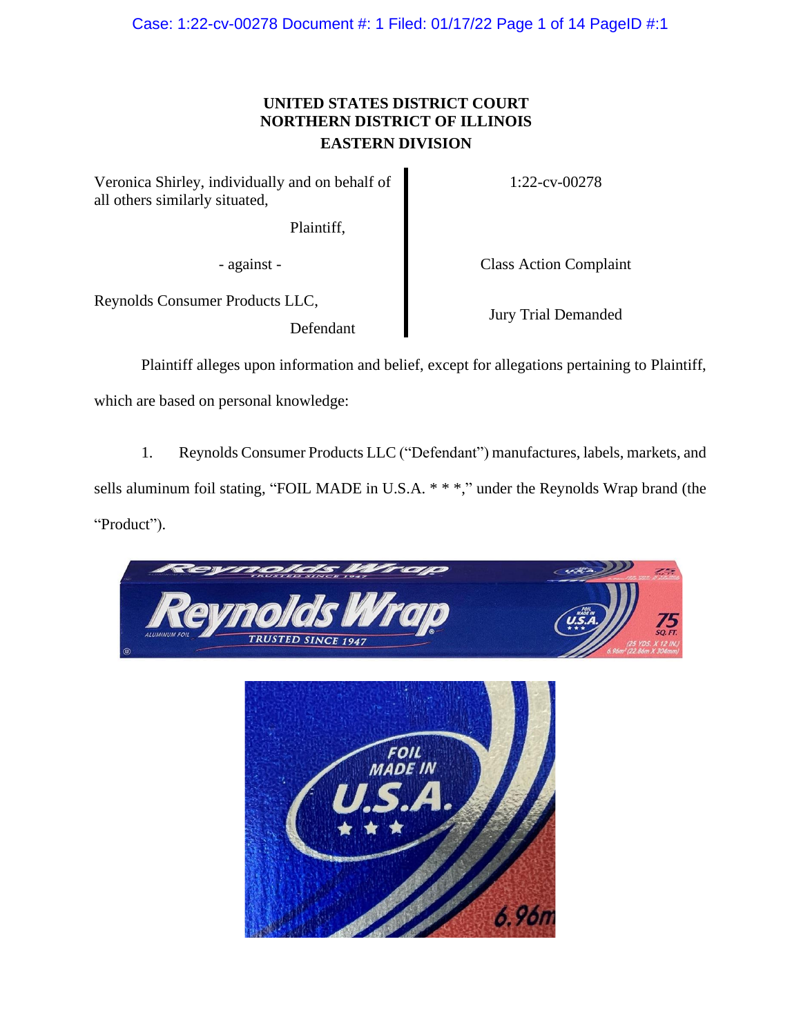**UNITED STATES DISTRICT COURT**
**NORTHERN DISTRICT OF ILLINOIS**
**EASTERN DIVISION**

| | |
|---|---|
| Veronica Shirley, individually and on behalf of all others similarly situated, Plaintiff, | 1:22-cv-00278 |
| - against - | Class Action Complaint |
| Reynolds Consumer Products LLC, Defendant | Jury Trial Demanded |

Plaintiff alleges upon information and belief, except for allegations pertaining to Plaintiff, which are based on personal knowledge:

1. Reynolds Consumer Products LLC ("Defendant") manufactures, labels, markets, and sells aluminum foil stating, "FOIL MADE in U.S.A. * * *," under the Reynolds Wrap brand (the "Product").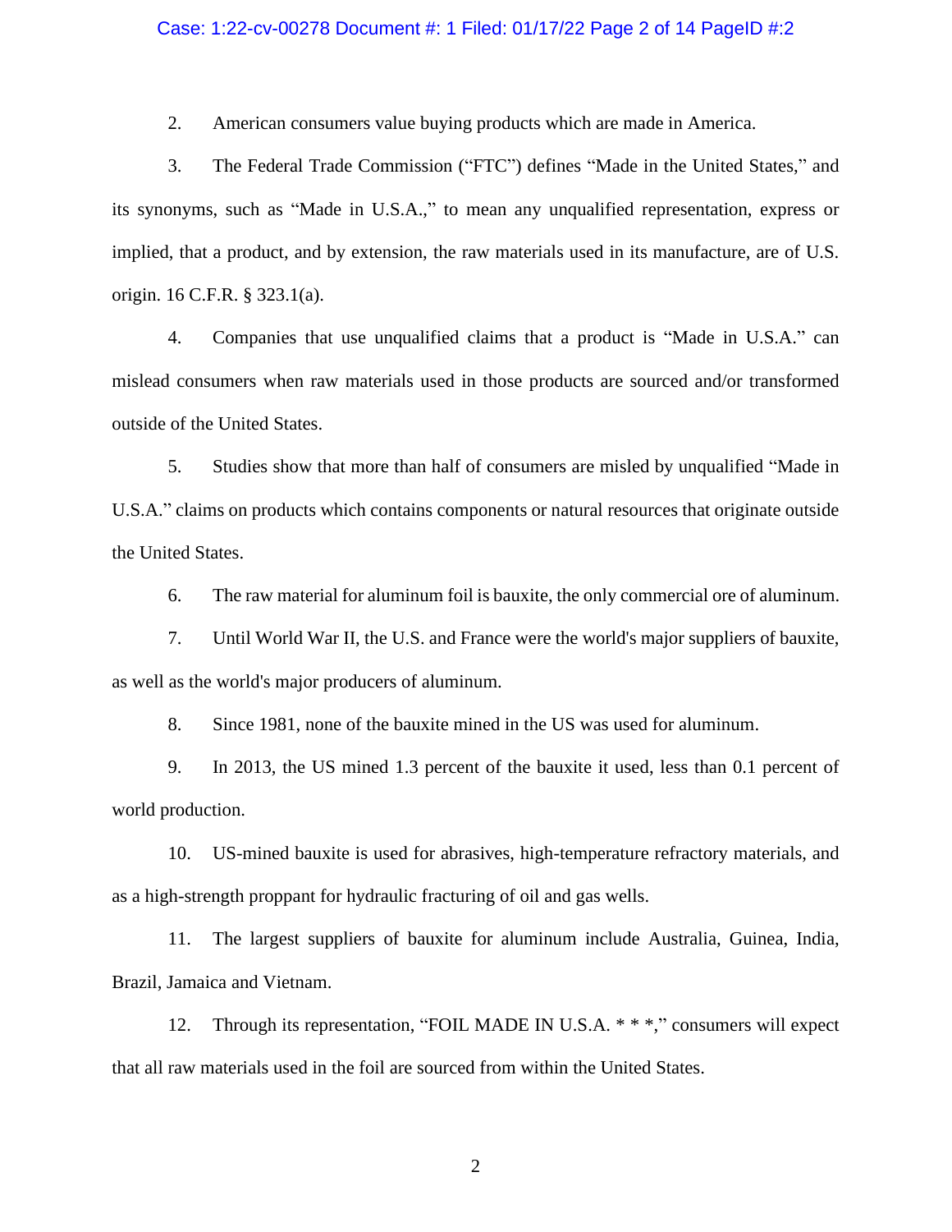2. American consumers value buying products which are made in America.

3. The Federal Trade Commission ("FTC") defines "Made in the United States," and its synonyms, such as "Made in U.S.A.," to mean any unqualified representation, express or implied, that a product, and by extension, the raw materials used in its manufacture, are of U.S. origin. 16 C.F.R. § 323.1(a).

4. Companies that use unqualified claims that a product is "Made in U.S.A." can mislead consumers when raw materials used in those products are sourced and/or transformed outside of the United States.

5. Studies show that more than half of consumers are misled by unqualified "Made in U.S.A." claims on products which contains components or natural resources that originate outside the United States.

6. The raw material for aluminum foil is bauxite, the only commercial ore of aluminum.

7. Until World War II, the U.S. and France were the world's major suppliers of bauxite, as well as the world's major producers of aluminum.

8. Since 1981, none of the bauxite mined in the US was used for aluminum.

9. In 2013, the US mined 1.3 percent of the bauxite it used, less than 0.1 percent of world production.

10. US-mined bauxite is used for abrasives, high-temperature refractory materials, and as a high-strength proppant for hydraulic fracturing of oil and gas wells.

11. The largest suppliers of bauxite for aluminum include Australia, Guinea, India, Brazil, Jamaica and Vietnam.

12. Through its representation, "FOIL MADE IN U.S.A. * * *," consumers will expect that all raw materials used in the foil are sourced from within the United States.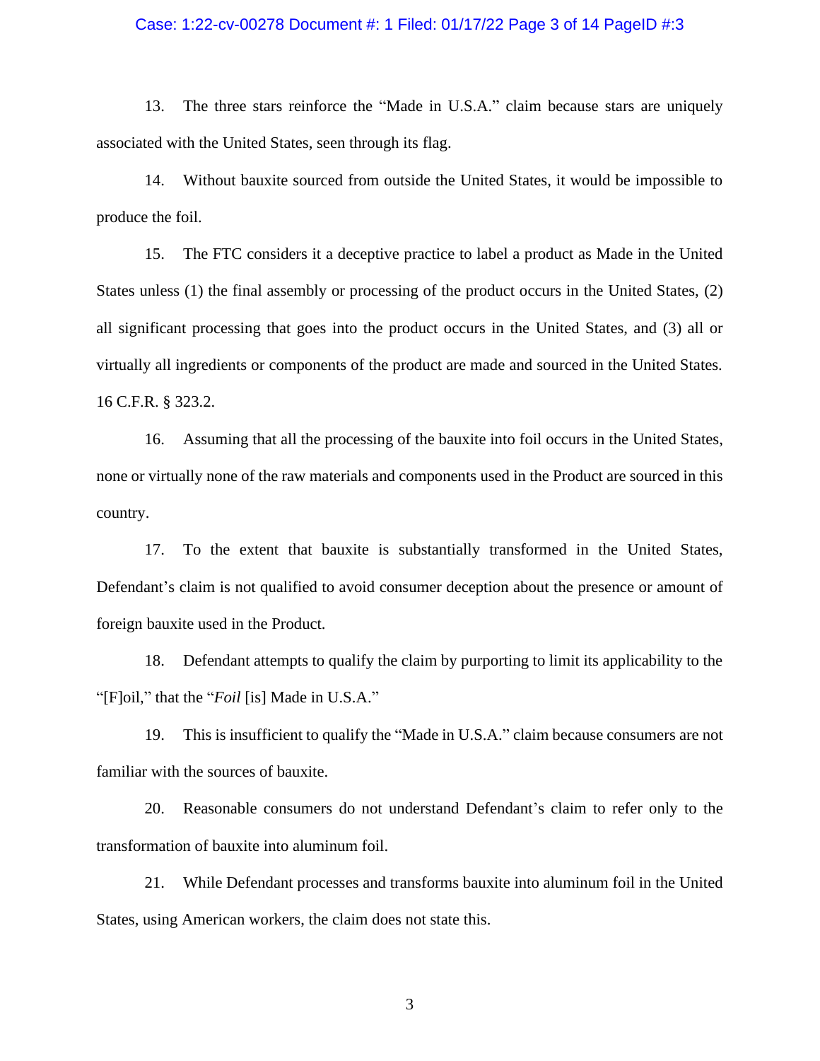13. The three stars reinforce the "Made in U.S.A." claim because stars are uniquely associated with the United States, seen through its flag.

14. Without bauxite sourced from outside the United States, it would be impossible to produce the foil.

15. The FTC considers it a deceptive practice to label a product as Made in the United States unless (1) the final assembly or processing of the product occurs in the United States, (2) all significant processing that goes into the product occurs in the United States, and (3) all or virtually all ingredients or components of the product are made and sourced in the United States. 16 C.F.R. § 323.2.

16. Assuming that all the processing of the bauxite into foil occurs in the United States, none or virtually none of the raw materials and components used in the Product are sourced in this country.

17. To the extent that bauxite is substantially transformed in the United States, Defendant's claim is not qualified to avoid consumer deception about the presence or amount of foreign bauxite used in the Product.

18. Defendant attempts to qualify the claim by purporting to limit its applicability to the "[F]oil," that the "*Foil* [is] Made in U.S.A."

19. This is insufficient to qualify the "Made in U.S.A." claim because consumers are not familiar with the sources of bauxite.

20. Reasonable consumers do not understand Defendant's claim to refer only to the transformation of bauxite into aluminum foil.

21. While Defendant processes and transforms bauxite into aluminum foil in the United States, using American workers, the claim does not state this.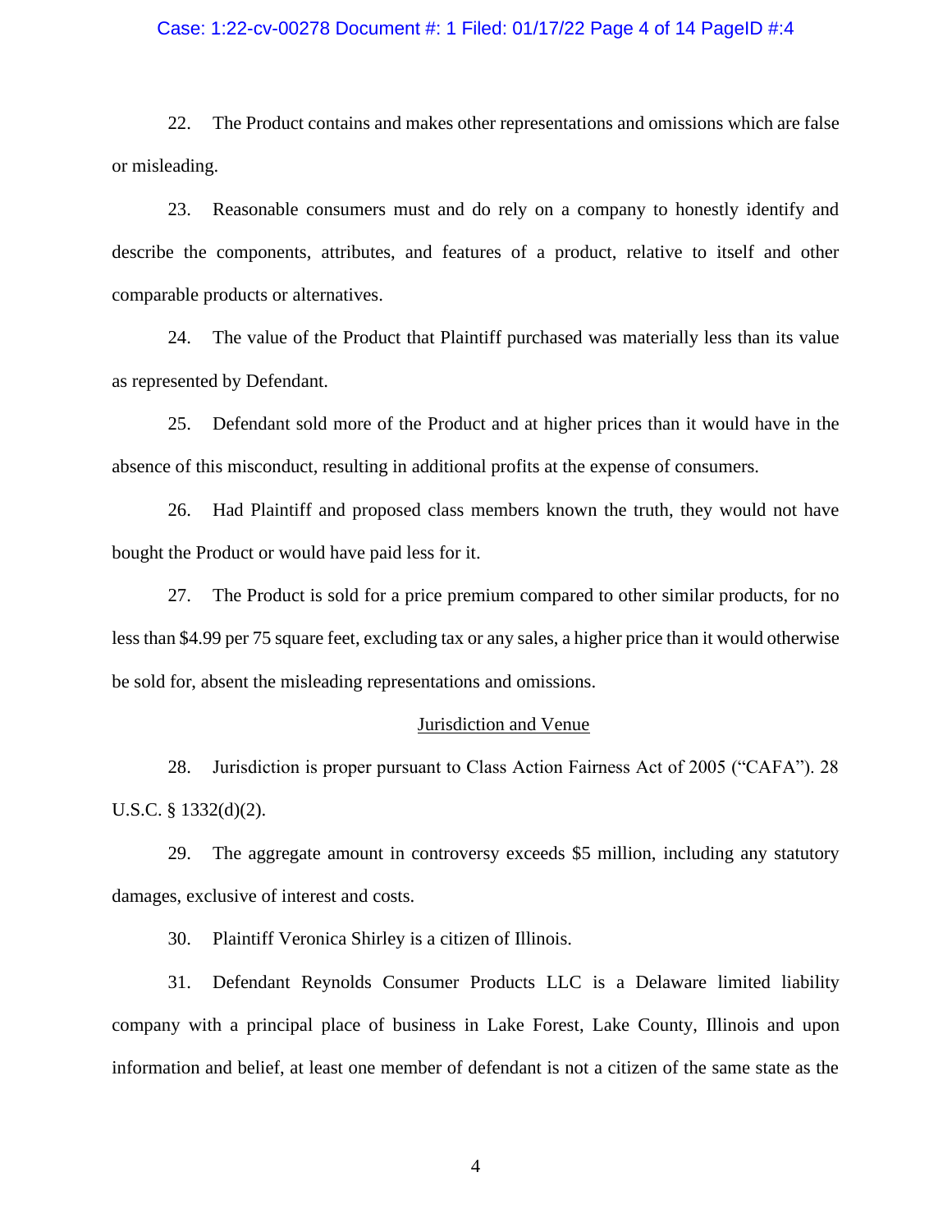22. The Product contains and makes other representations and omissions which are false or misleading.

23. Reasonable consumers must and do rely on a company to honestly identify and describe the components, attributes, and features of a product, relative to itself and other comparable products or alternatives.

24. The value of the Product that Plaintiff purchased was materially less than its value as represented by Defendant.

25. Defendant sold more of the Product and at higher prices than it would have in the absence of this misconduct, resulting in additional profits at the expense of consumers.

26. Had Plaintiff and proposed class members known the truth, they would not have bought the Product or would have paid less for it.

27. The Product is sold for a price premium compared to other similar products, for no less than $4.99 per 75 square feet, excluding tax or any sales, a higher price than it would otherwise be sold for, absent the misleading representations and omissions.

<u>Jurisdiction and Venue</u>

28. Jurisdiction is proper pursuant to Class Action Fairness Act of 2005 ("CAFA"). 28 U.S.C. § 1332(d)(2).

29. The aggregate amount in controversy exceeds $5 million, including any statutory damages, exclusive of interest and costs.

30. Plaintiff Veronica Shirley is a citizen of Illinois.

31. Defendant Reynolds Consumer Products LLC is a Delaware limited liability company with a principal place of business in Lake Forest, Lake County, Illinois and upon information and belief, at least one member of defendant is not a citizen of the same state as the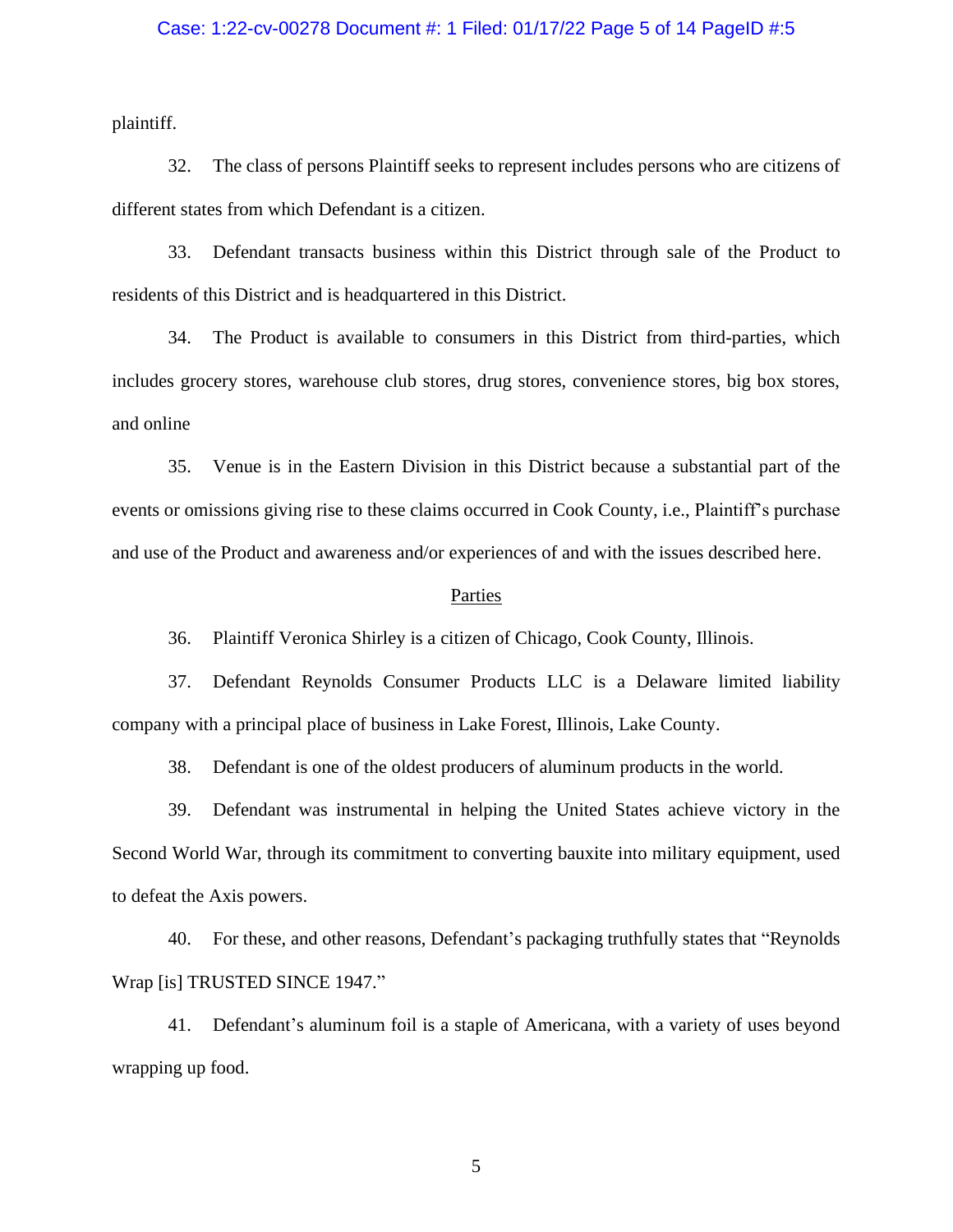plaintiff.

32. The class of persons Plaintiff seeks to represent includes persons who are citizens of different states from which Defendant is a citizen.

33. Defendant transacts business within this District through sale of the Product to residents of this District and is headquartered in this District.

34. The Product is available to consumers in this District from third-parties, which includes grocery stores, warehouse club stores, drug stores, convenience stores, big box stores, and online

35. Venue is in the Eastern Division in this District because a substantial part of the events or omissions giving rise to these claims occurred in Cook County, i.e., Plaintiff's purchase and use of the Product and awareness and/or experiences of and with the issues described here.

## Parties

36. Plaintiff Veronica Shirley is a citizen of Chicago, Cook County, Illinois.

37. Defendant Reynolds Consumer Products LLC is a Delaware limited liability company with a principal place of business in Lake Forest, Illinois, Lake County.

38. Defendant is one of the oldest producers of aluminum products in the world.

39. Defendant was instrumental in helping the United States achieve victory in the Second World War, through its commitment to converting bauxite into military equipment, used to defeat the Axis powers.

40. For these, and other reasons, Defendant's packaging truthfully states that "Reynolds Wrap [is] TRUSTED SINCE 1947."

41. Defendant's aluminum foil is a staple of Americana, with a variety of uses beyond wrapping up food.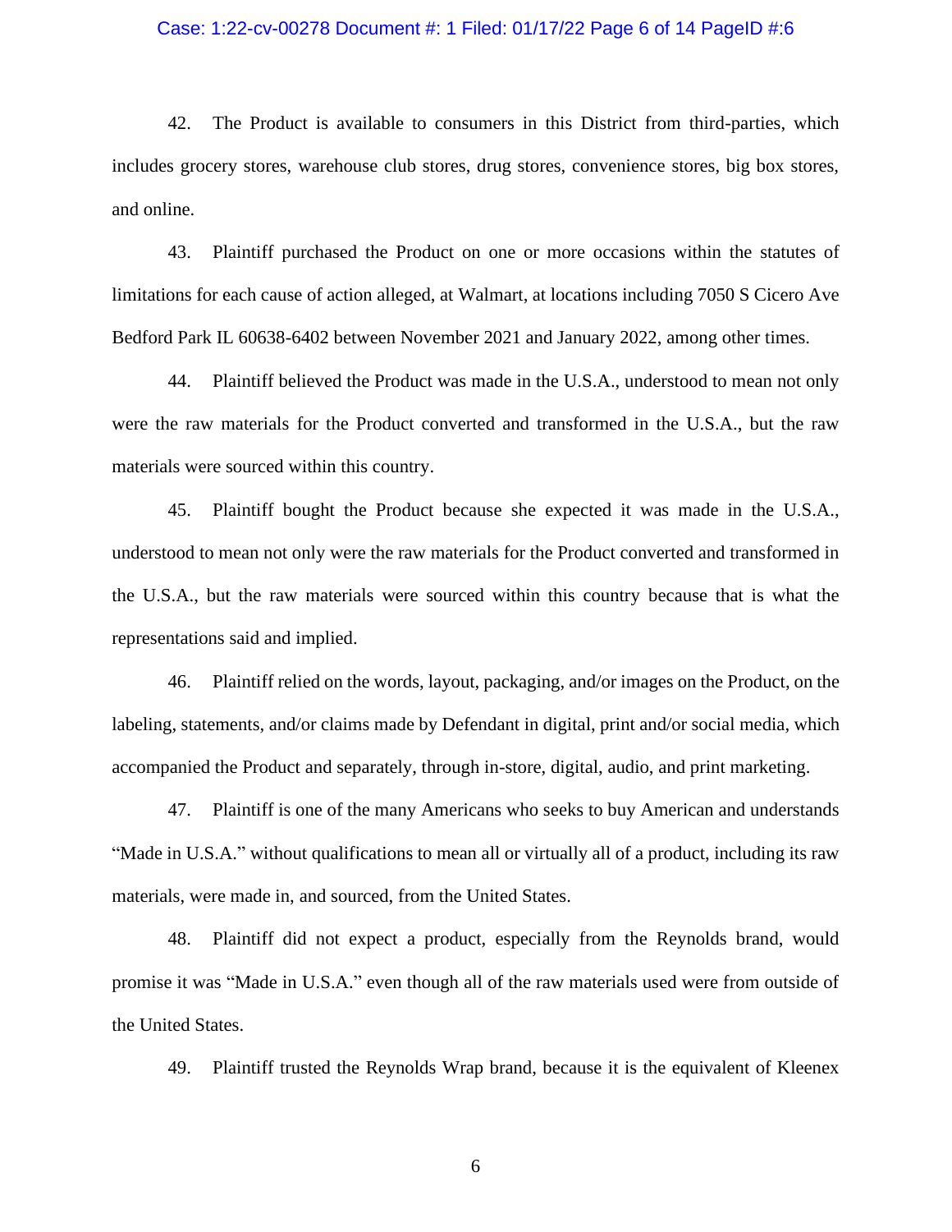42. The Product is available to consumers in this District from third-parties, which includes grocery stores, warehouse club stores, drug stores, convenience stores, big box stores, and online.

43. Plaintiff purchased the Product on one or more occasions within the statutes of limitations for each cause of action alleged, at Walmart, at locations including 7050 S Cicero Ave Bedford Park IL 60638-6402 between November 2021 and January 2022, among other times.

44. Plaintiff believed the Product was made in the U.S.A., understood to mean not only were the raw materials for the Product converted and transformed in the U.S.A., but the raw materials were sourced within this country.

45. Plaintiff bought the Product because she expected it was made in the U.S.A., understood to mean not only were the raw materials for the Product converted and transformed in the U.S.A., but the raw materials were sourced within this country because that is what the representations said and implied.

46. Plaintiff relied on the words, layout, packaging, and/or images on the Product, on the labeling, statements, and/or claims made by Defendant in digital, print and/or social media, which accompanied the Product and separately, through in-store, digital, audio, and print marketing.

47. Plaintiff is one of the many Americans who seeks to buy American and understands "Made in U.S.A." without qualifications to mean all or virtually all of a product, including its raw materials, were made in, and sourced, from the United States.

48. Plaintiff did not expect a product, especially from the Reynolds brand, would promise it was "Made in U.S.A." even though all of the raw materials used were from outside of the United States.

49. Plaintiff trusted the Reynolds Wrap brand, because it is the equivalent of Kleenex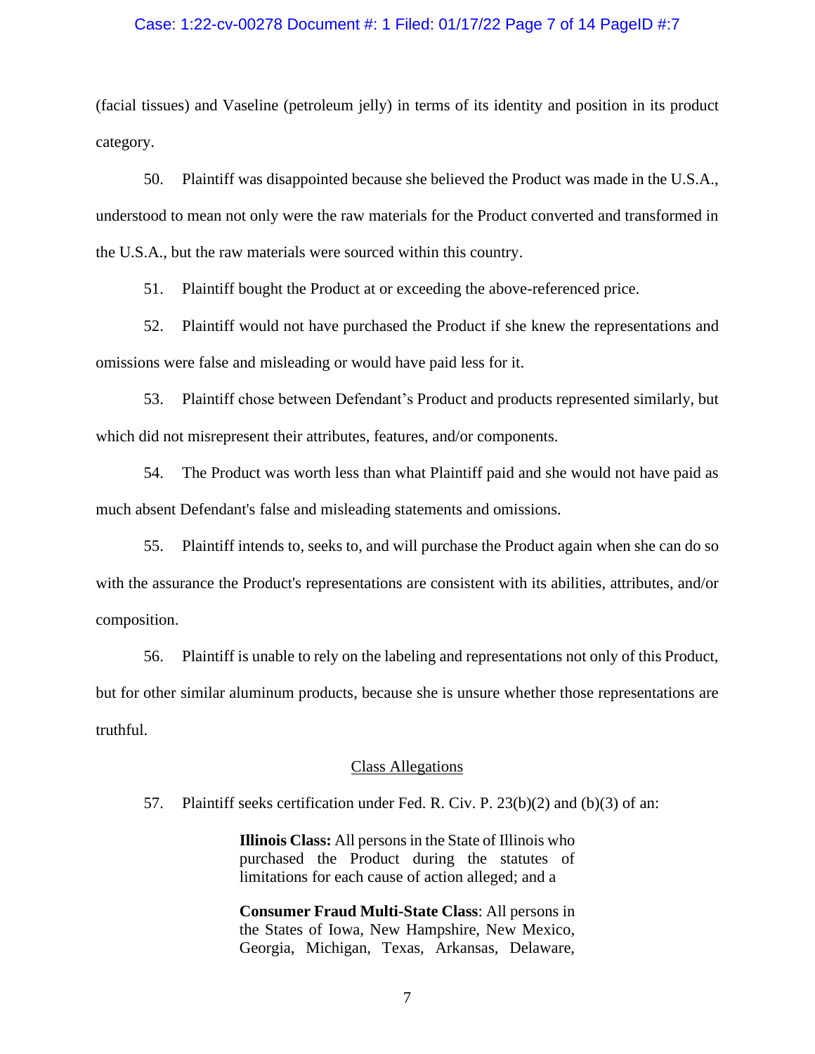(facial tissues) and Vaseline (petroleum jelly) in terms of its identity and position in its product category.

50. Plaintiff was disappointed because she believed the Product was made in the U.S.A., understood to mean not only were the raw materials for the Product converted and transformed in the U.S.A., but the raw materials were sourced within this country.

51. Plaintiff bought the Product at or exceeding the above-referenced price.

52. Plaintiff would not have purchased the Product if she knew the representations and omissions were false and misleading or would have paid less for it.

53. Plaintiff chose between Defendant's Product and products represented similarly, but which did not misrepresent their attributes, features, and/or components.

54. The Product was worth less than what Plaintiff paid and she would not have paid as much absent Defendant's false and misleading statements and omissions.

55. Plaintiff intends to, seeks to, and will purchase the Product again when she can do so with the assurance the Product's representations are consistent with its abilities, attributes, and/or composition.

56. Plaintiff is unable to rely on the labeling and representations not only of this Product, but for other similar aluminum products, because she is unsure whether those representations are truthful.

## Class Allegations

57. Plaintiff seeks certification under Fed. R. Civ. P. 23(b)(2) and (b)(3) of an:

> **Illinois Class:** All persons in the State of Illinois who purchased the Product during the statutes of limitations for each cause of action alleged; and a
>
> **Consumer Fraud Multi-State Class**: All persons in the States of Iowa, New Hampshire, New Mexico, Georgia, Michigan, Texas, Arkansas, Delaware,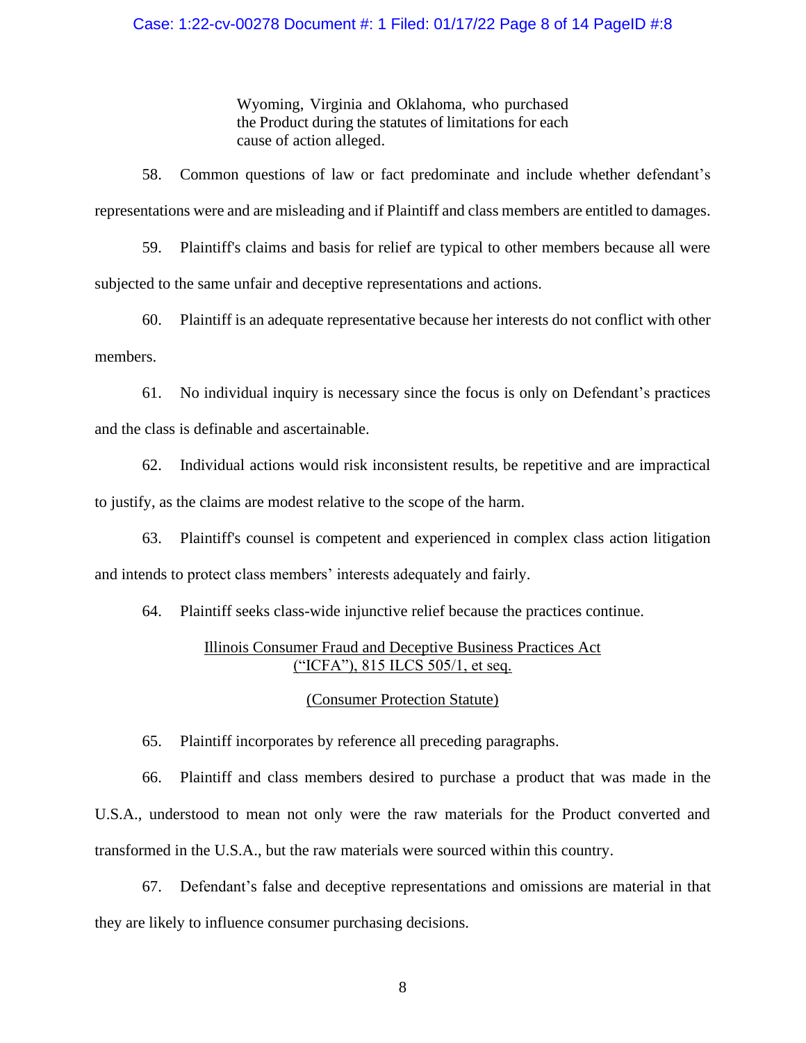Wyoming, Virginia and Oklahoma, who purchased the Product during the statutes of limitations for each cause of action alleged.

58. Common questions of law or fact predominate and include whether defendant's representations were and are misleading and if Plaintiff and class members are entitled to damages.

59. Plaintiff's claims and basis for relief are typical to other members because all were subjected to the same unfair and deceptive representations and actions.

60. Plaintiff is an adequate representative because her interests do not conflict with other members.

61. No individual inquiry is necessary since the focus is only on Defendant's practices and the class is definable and ascertainable.

62. Individual actions would risk inconsistent results, be repetitive and are impractical to justify, as the claims are modest relative to the scope of the harm.

63. Plaintiff's counsel is competent and experienced in complex class action litigation and intends to protect class members' interests adequately and fairly.

64. Plaintiff seeks class-wide injunctive relief because the practices continue.

<u>Illinois Consumer Fraud and Deceptive Business Practices Act ("ICFA"), 815 ILCS 505/1, et seq.</u>

<u>(Consumer Protection Statute)</u>

65. Plaintiff incorporates by reference all preceding paragraphs.

66. Plaintiff and class members desired to purchase a product that was made in the U.S.A., understood to mean not only were the raw materials for the Product converted and transformed in the U.S.A., but the raw materials were sourced within this country.

67. Defendant's false and deceptive representations and omissions are material in that they are likely to influence consumer purchasing decisions.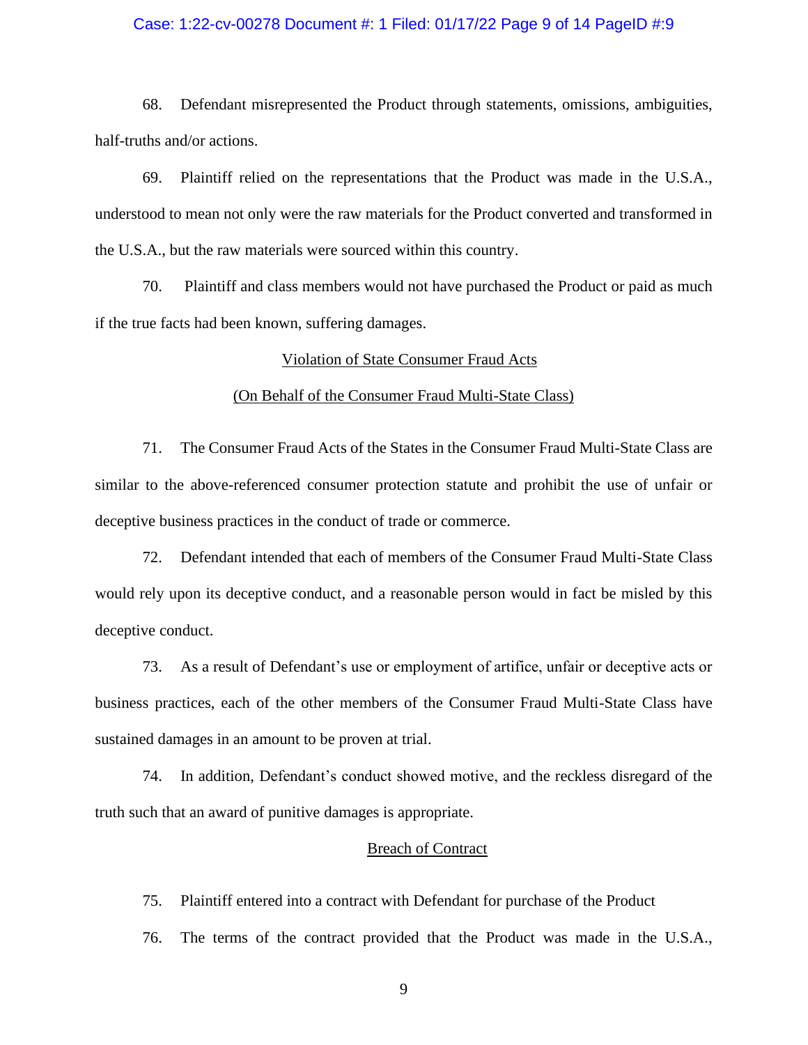68. Defendant misrepresented the Product through statements, omissions, ambiguities, half-truths and/or actions.

69. Plaintiff relied on the representations that the Product was made in the U.S.A., understood to mean not only were the raw materials for the Product converted and transformed in the U.S.A., but the raw materials were sourced within this country.

70. Plaintiff and class members would not have purchased the Product or paid as much if the true facts had been known, suffering damages.

<u>Violation of State Consumer Fraud Acts</u>

<u>(On Behalf of the Consumer Fraud Multi-State Class)</u>

71. The Consumer Fraud Acts of the States in the Consumer Fraud Multi-State Class are similar to the above-referenced consumer protection statute and prohibit the use of unfair or deceptive business practices in the conduct of trade or commerce.

72. Defendant intended that each of members of the Consumer Fraud Multi-State Class would rely upon its deceptive conduct, and a reasonable person would in fact be misled by this deceptive conduct.

73. As a result of Defendant's use or employment of artifice, unfair or deceptive acts or business practices, each of the other members of the Consumer Fraud Multi-State Class have sustained damages in an amount to be proven at trial.

74. In addition, Defendant's conduct showed motive, and the reckless disregard of the truth such that an award of punitive damages is appropriate.

<u>Breach of Contract</u>

75. Plaintiff entered into a contract with Defendant for purchase of the Product

76. The terms of the contract provided that the Product was made in the U.S.A.,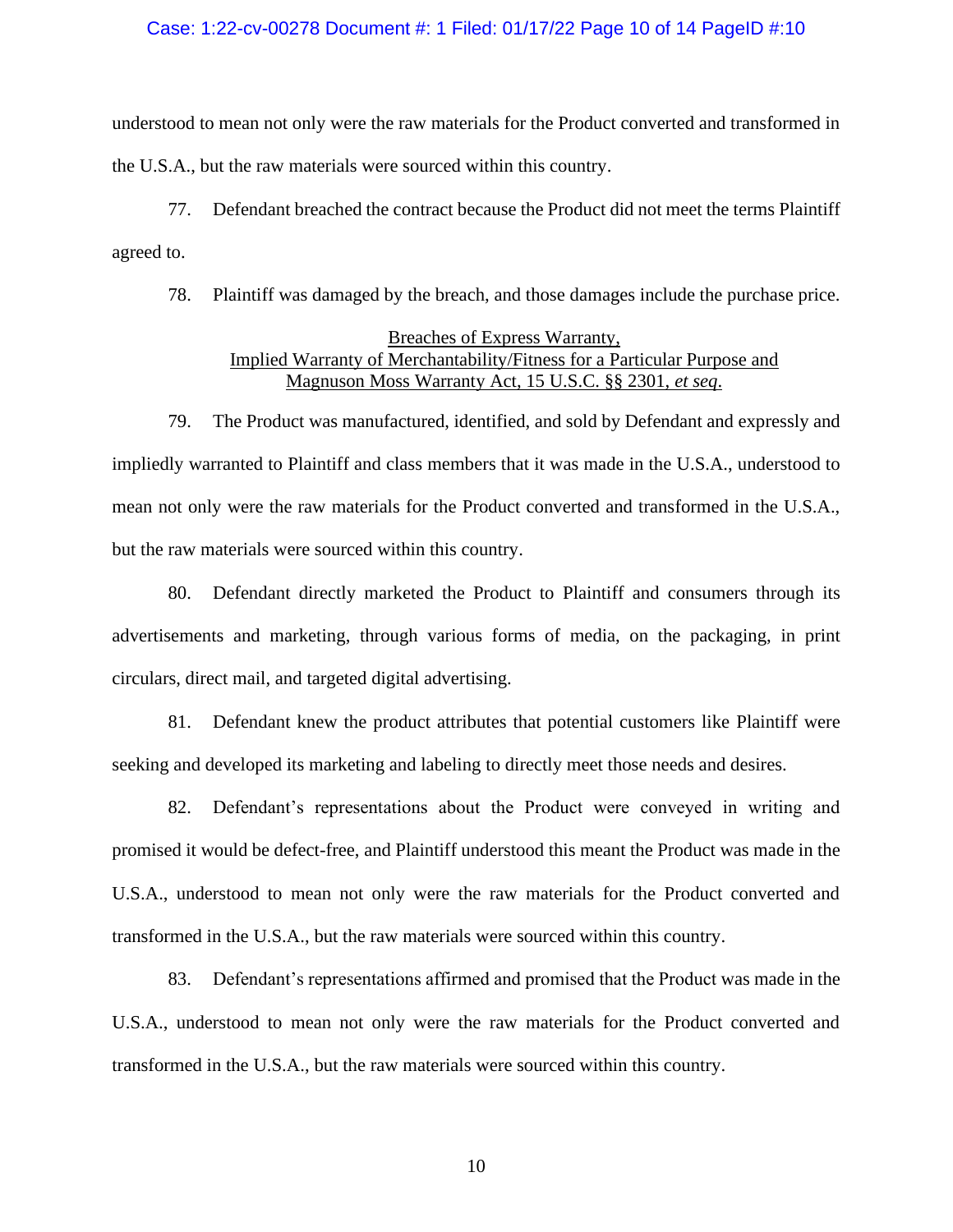understood to mean not only were the raw materials for the Product converted and transformed in the U.S.A., but the raw materials were sourced within this country.

77. Defendant breached the contract because the Product did not meet the terms Plaintiff agreed to.

78. Plaintiff was damaged by the breach, and those damages include the purchase price.

<u>Breaches of Express Warranty,</u>
<u>Implied Warranty of Merchantability/Fitness for a Particular Purpose and</u>
<u>Magnuson Moss Warranty Act, 15 U.S.C. §§ 2301, *et seq*.</u>

79. The Product was manufactured, identified, and sold by Defendant and expressly and impliedly warranted to Plaintiff and class members that it was made in the U.S.A., understood to mean not only were the raw materials for the Product converted and transformed in the U.S.A., but the raw materials were sourced within this country.

80. Defendant directly marketed the Product to Plaintiff and consumers through its advertisements and marketing, through various forms of media, on the packaging, in print circulars, direct mail, and targeted digital advertising.

81. Defendant knew the product attributes that potential customers like Plaintiff were seeking and developed its marketing and labeling to directly meet those needs and desires.

82. Defendant's representations about the Product were conveyed in writing and promised it would be defect-free, and Plaintiff understood this meant the Product was made in the U.S.A., understood to mean not only were the raw materials for the Product converted and transformed in the U.S.A., but the raw materials were sourced within this country.

83. Defendant's representations affirmed and promised that the Product was made in the U.S.A., understood to mean not only were the raw materials for the Product converted and transformed in the U.S.A., but the raw materials were sourced within this country.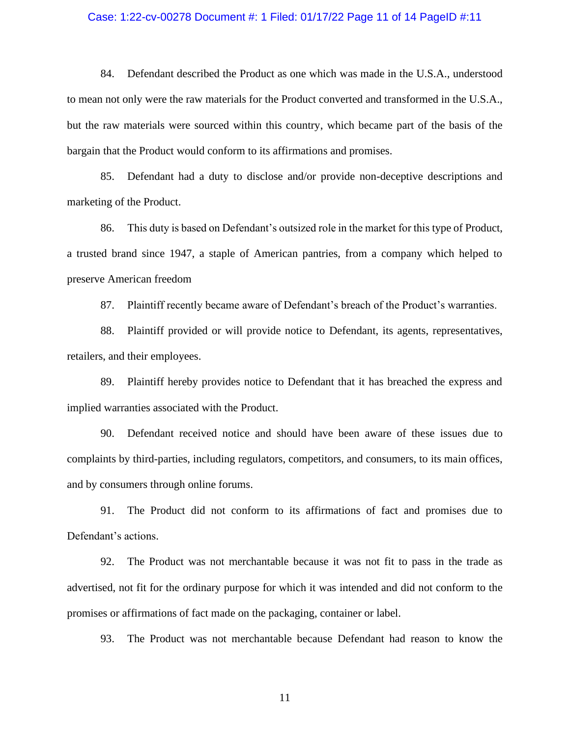84. Defendant described the Product as one which was made in the U.S.A., understood to mean not only were the raw materials for the Product converted and transformed in the U.S.A., but the raw materials were sourced within this country, which became part of the basis of the bargain that the Product would conform to its affirmations and promises.

85. Defendant had a duty to disclose and/or provide non-deceptive descriptions and marketing of the Product.

86. This duty is based on Defendant's outsized role in the market for this type of Product, a trusted brand since 1947, a staple of American pantries, from a company which helped to preserve American freedom

87. Plaintiff recently became aware of Defendant's breach of the Product's warranties.

88. Plaintiff provided or will provide notice to Defendant, its agents, representatives, retailers, and their employees.

89. Plaintiff hereby provides notice to Defendant that it has breached the express and implied warranties associated with the Product.

90. Defendant received notice and should have been aware of these issues due to complaints by third-parties, including regulators, competitors, and consumers, to its main offices, and by consumers through online forums.

91. The Product did not conform to its affirmations of fact and promises due to Defendant's actions.

92. The Product was not merchantable because it was not fit to pass in the trade as advertised, not fit for the ordinary purpose for which it was intended and did not conform to the promises or affirmations of fact made on the packaging, container or label.

93. The Product was not merchantable because Defendant had reason to know the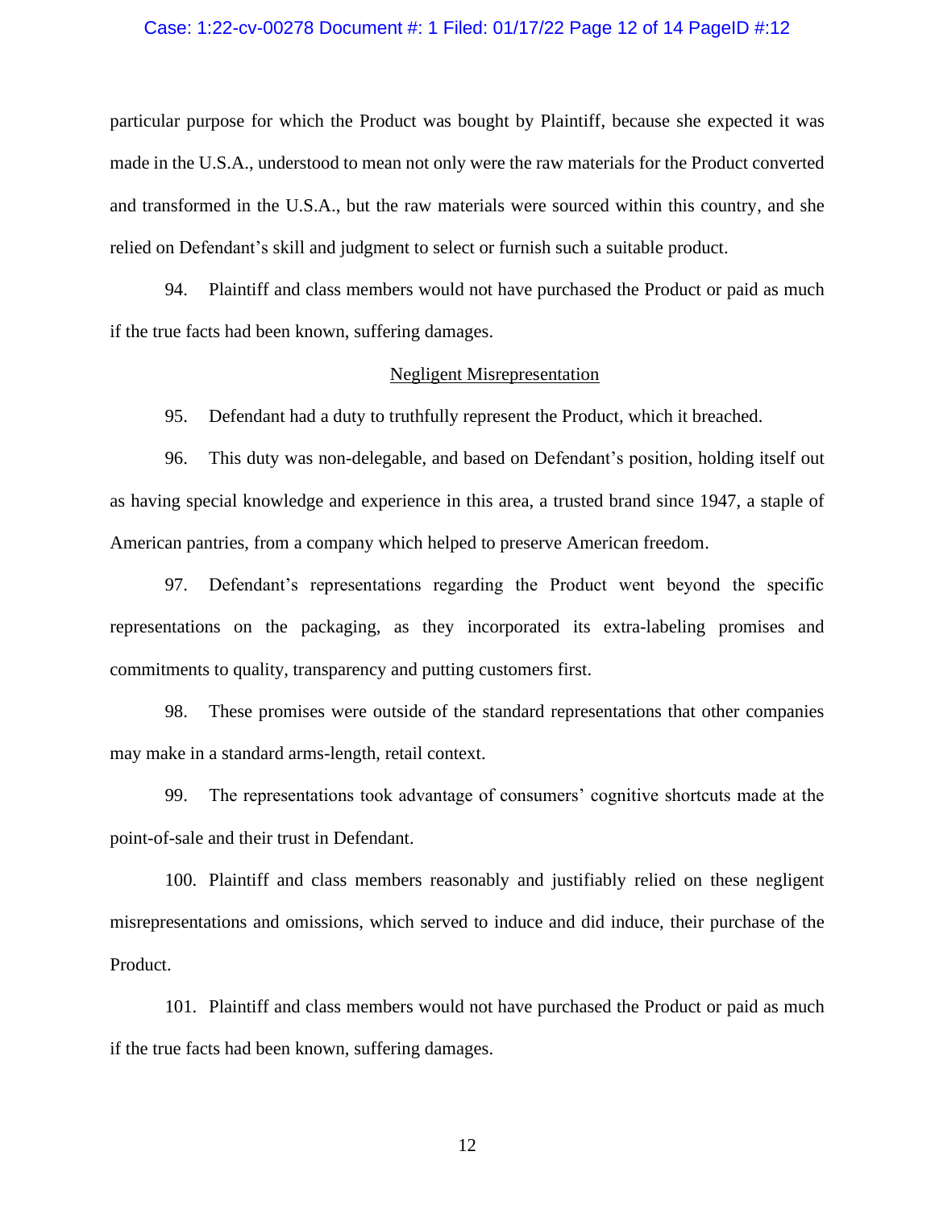particular purpose for which the Product was bought by Plaintiff, because she expected it was made in the U.S.A., understood to mean not only were the raw materials for the Product converted and transformed in the U.S.A., but the raw materials were sourced within this country, and she relied on Defendant's skill and judgment to select or furnish such a suitable product.

94. Plaintiff and class members would not have purchased the Product or paid as much if the true facts had been known, suffering damages.

<u>Negligent Misrepresentation</u>

95. Defendant had a duty to truthfully represent the Product, which it breached.

96. This duty was non-delegable, and based on Defendant's position, holding itself out as having special knowledge and experience in this area, a trusted brand since 1947, a staple of American pantries, from a company which helped to preserve American freedom.

97. Defendant's representations regarding the Product went beyond the specific representations on the packaging, as they incorporated its extra-labeling promises and commitments to quality, transparency and putting customers first.

98. These promises were outside of the standard representations that other companies may make in a standard arms-length, retail context.

99. The representations took advantage of consumers' cognitive shortcuts made at the point-of-sale and their trust in Defendant.

100. Plaintiff and class members reasonably and justifiably relied on these negligent misrepresentations and omissions, which served to induce and did induce, their purchase of the Product.

101. Plaintiff and class members would not have purchased the Product or paid as much if the true facts had been known, suffering damages.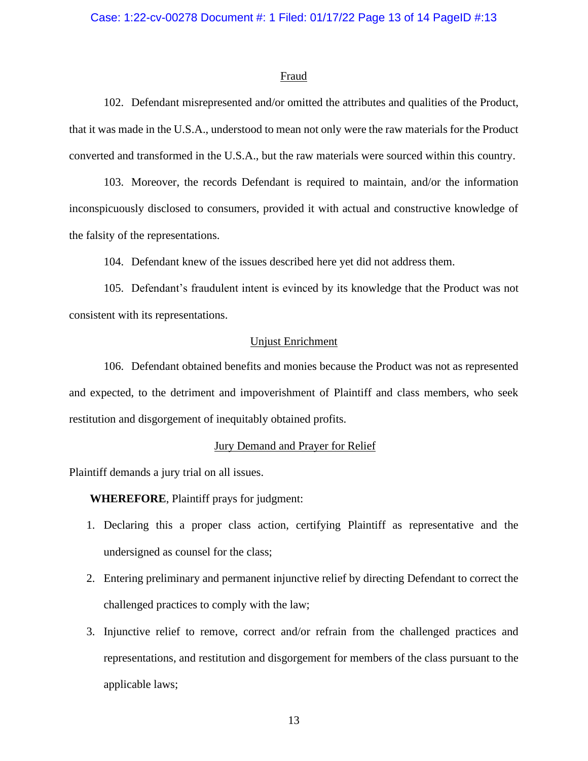## Fraud

102. Defendant misrepresented and/or omitted the attributes and qualities of the Product, that it was made in the U.S.A., understood to mean not only were the raw materials for the Product converted and transformed in the U.S.A., but the raw materials were sourced within this country.

103. Moreover, the records Defendant is required to maintain, and/or the information inconspicuously disclosed to consumers, provided it with actual and constructive knowledge of the falsity of the representations.

104. Defendant knew of the issues described here yet did not address them.

105. Defendant's fraudulent intent is evinced by its knowledge that the Product was not consistent with its representations.

## Unjust Enrichment

106. Defendant obtained benefits and monies because the Product was not as represented and expected, to the detriment and impoverishment of Plaintiff and class members, who seek restitution and disgorgement of inequitably obtained profits.

## Jury Demand and Prayer for Relief

Plaintiff demands a jury trial on all issues.

**WHEREFORE**, Plaintiff prays for judgment:

1. Declaring this a proper class action, certifying Plaintiff as representative and the undersigned as counsel for the class;
2. Entering preliminary and permanent injunctive relief by directing Defendant to correct the challenged practices to comply with the law;
3. Injunctive relief to remove, correct and/or refrain from the challenged practices and representations, and restitution and disgorgement for members of the class pursuant to the applicable laws;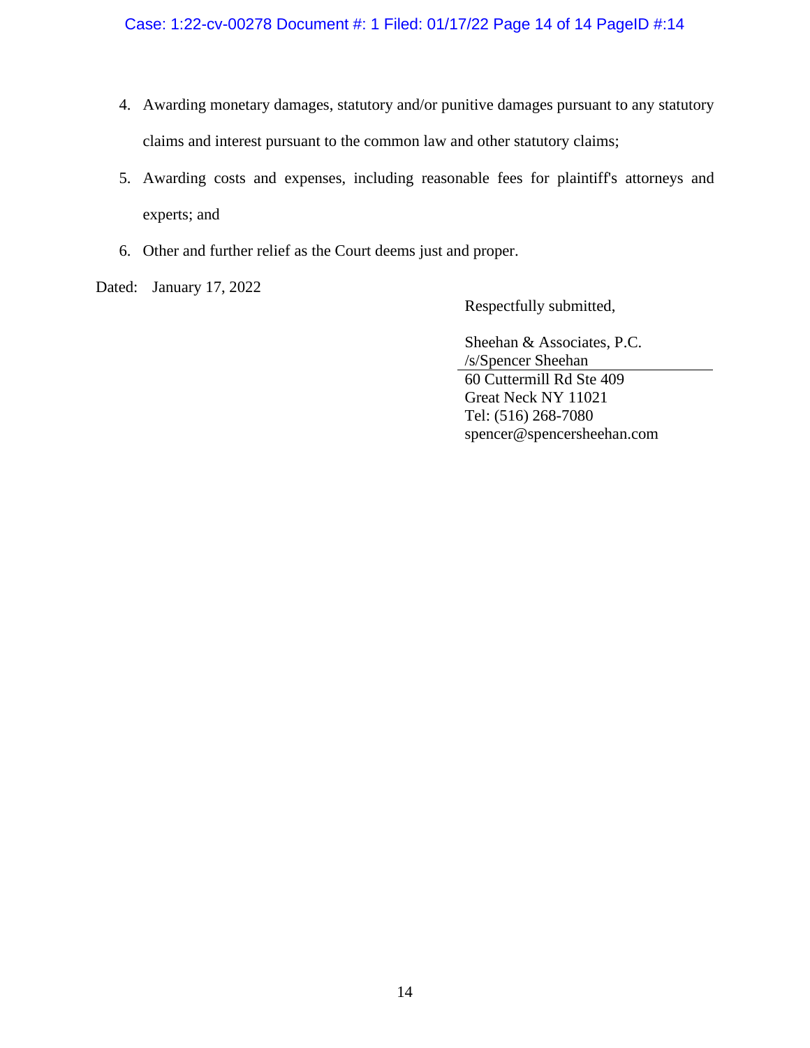4. Awarding monetary damages, statutory and/or punitive damages pursuant to any statutory claims and interest pursuant to the common law and other statutory claims;
5. Awarding costs and expenses, including reasonable fees for plaintiff's attorneys and experts; and
6. Other and further relief as the Court deems just and proper.

Dated: January 17, 2022

Respectfully submitted,

Sheehan & Associates, P.C.
/s/Spencer Sheehan
60 Cuttermill Rd Ste 409
Great Neck NY 11021
Tel: (516) 268-7080
spencer@spencersheehan.com